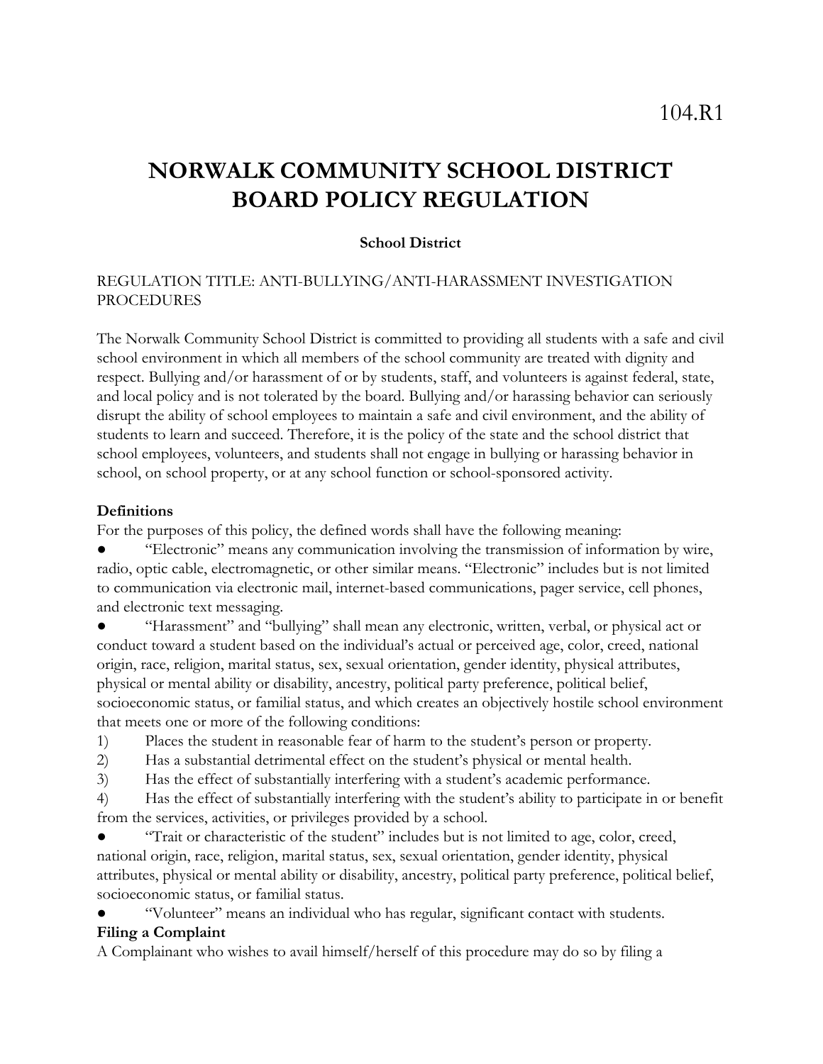104.R1

# NORWALK COMMUNITY SCHOOL DISTRICT BOARD POLICY REGULATION

**School District**

REGULATION TITLE: ANTI-BULLYING/ANTI-HARASSMENT INVESTIGATION PROCEDURES

The Norwalk Community School District is committed to providing all students with a safe and civil school environment in which all members of the school community are treated with dignity and respect. Bullying and/or harassment of or by students, staff, and volunteers is against federal, state, and local policy and is not tolerated by the board. Bullying and/or harassing behavior can seriously disrupt the ability of school employees to maintain a safe and civil environment, and the ability of students to learn and succeed. Therefore, it is the policy of the state and the school district that school employees, volunteers, and students shall not engage in bullying or harassing behavior in school, on school property, or at any school function or school-sponsored activity.

**Definitions**

For the purposes of this policy, the defined words shall have the following meaning:

- "Electronic" means any communication involving the transmission of information by wire, radio, optic cable, electromagnetic, or other similar means. "Electronic" includes but is not limited to communication via electronic mail, internet-based communications, pager service, cell phones, and electronic text messaging.
- "Harassment" and "bullying" shall mean any electronic, written, verbal, or physical act or conduct toward a student based on the individual's actual or perceived age, color, creed, national origin, race, religion, marital status, sex, sexual orientation, gender identity, physical attributes, physical or mental ability or disability, ancestry, political party preference, political belief, socioeconomic status, or familial status, and which creates an objectively hostile school environment that meets one or more of the following conditions:

1) Places the student in reasonable fear of harm to the student's person or property.
2) Has a substantial detrimental effect on the student's physical or mental health.
3) Has the effect of substantially interfering with a student's academic performance.
4) Has the effect of substantially interfering with the student's ability to participate in or benefit from the services, activities, or privileges provided by a school.

- "Trait or characteristic of the student" includes but is not limited to age, color, creed, national origin, race, religion, marital status, sex, sexual orientation, gender identity, physical attributes, physical or mental ability or disability, ancestry, political party preference, political belief, socioeconomic status, or familial status.
- "Volunteer" means an individual who has regular, significant contact with students.

**Filing a Complaint**

A Complainant who wishes to avail himself/herself of this procedure may do so by filing a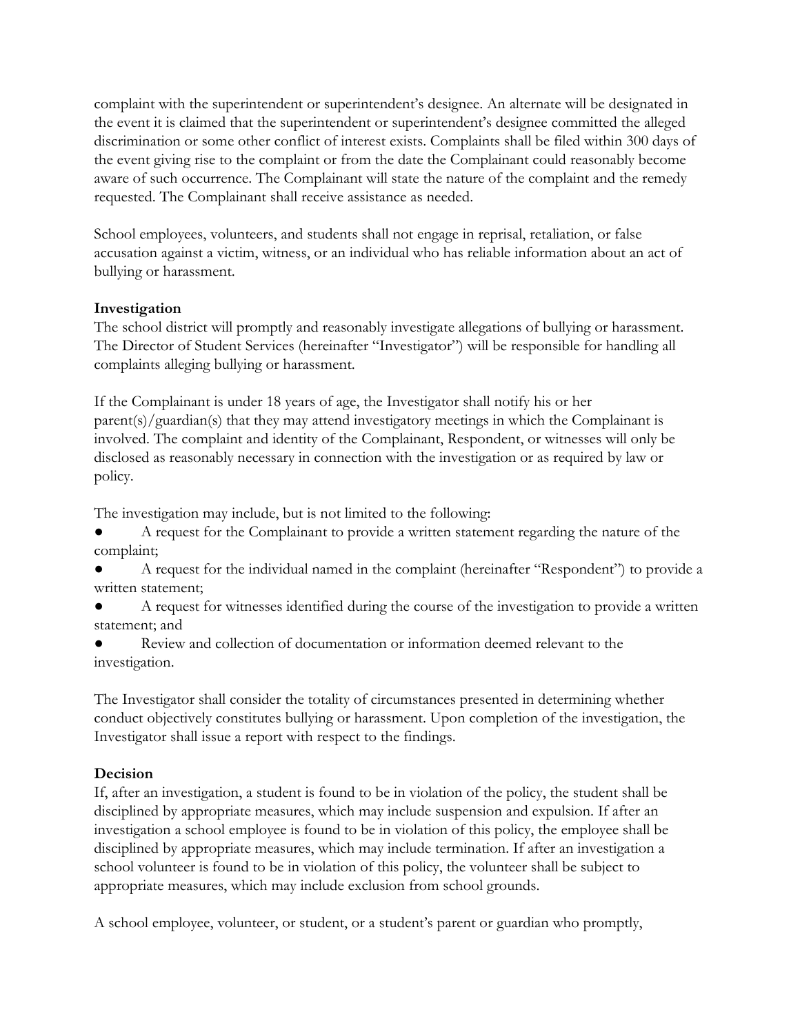complaint with the superintendent or superintendent's designee. An alternate will be designated in the event it is claimed that the superintendent or superintendent's designee committed the alleged discrimination or some other conflict of interest exists. Complaints shall be filed within 300 days of the event giving rise to the complaint or from the date the Complainant could reasonably become aware of such occurrence. The Complainant will state the nature of the complaint and the remedy requested. The Complainant shall receive assistance as needed.

School employees, volunteers, and students shall not engage in reprisal, retaliation, or false accusation against a victim, witness, or an individual who has reliable information about an act of bullying or harassment.

**Investigation**

The school district will promptly and reasonably investigate allegations of bullying or harassment. The Director of Student Services (hereinafter "Investigator") will be responsible for handling all complaints alleging bullying or harassment.

If the Complainant is under 18 years of age, the Investigator shall notify his or her parent(s)/guardian(s) that they may attend investigatory meetings in which the Complainant is involved. The complaint and identity of the Complainant, Respondent, or witnesses will only be disclosed as reasonably necessary in connection with the investigation or as required by law or policy.

The investigation may include, but is not limited to the following:

- A request for the Complainant to provide a written statement regarding the nature of the complaint;
- A request for the individual named in the complaint (hereinafter "Respondent") to provide a written statement;
- A request for witnesses identified during the course of the investigation to provide a written statement; and
- Review and collection of documentation or information deemed relevant to the investigation.

The Investigator shall consider the totality of circumstances presented in determining whether conduct objectively constitutes bullying or harassment. Upon completion of the investigation, the Investigator shall issue a report with respect to the findings.

**Decision**

If, after an investigation, a student is found to be in violation of the policy, the student shall be disciplined by appropriate measures, which may include suspension and expulsion. If after an investigation a school employee is found to be in violation of this policy, the employee shall be disciplined by appropriate measures, which may include termination. If after an investigation a school volunteer is found to be in violation of this policy, the volunteer shall be subject to appropriate measures, which may include exclusion from school grounds.

A school employee, volunteer, or student, or a student's parent or guardian who promptly,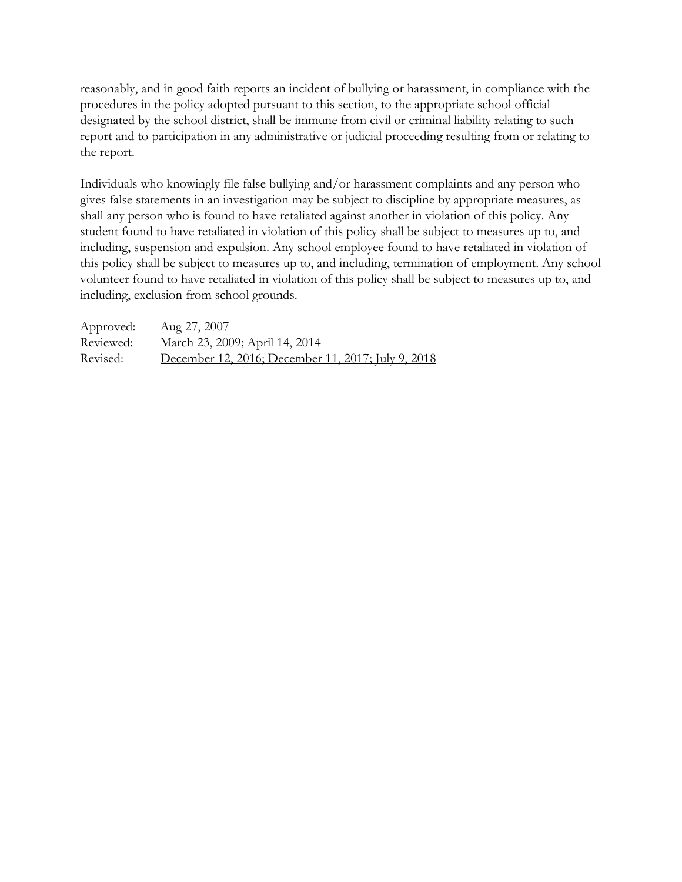reasonably, and in good faith reports an incident of bullying or harassment, in compliance with the procedures in the policy adopted pursuant to this section, to the appropriate school official designated by the school district, shall be immune from civil or criminal liability relating to such report and to participation in any administrative or judicial proceeding resulting from or relating to the report.

Individuals who knowingly file false bullying and/or harassment complaints and any person who gives false statements in an investigation may be subject to discipline by appropriate measures, as shall any person who is found to have retaliated against another in violation of this policy. Any student found to have retaliated in violation of this policy shall be subject to measures up to, and including, suspension and expulsion. Any school employee found to have retaliated in violation of this policy shall be subject to measures up to, and including, termination of employment. Any school volunteer found to have retaliated in violation of this policy shall be subject to measures up to, and including, exclusion from school grounds.

| | |
|---|---|
| Approved: | Aug 27, 2007 |
| Reviewed: | March 23, 2009; April 14, 2014 |
| Revised: | December 12, 2016; December 11, 2017; July 9, 2018 |